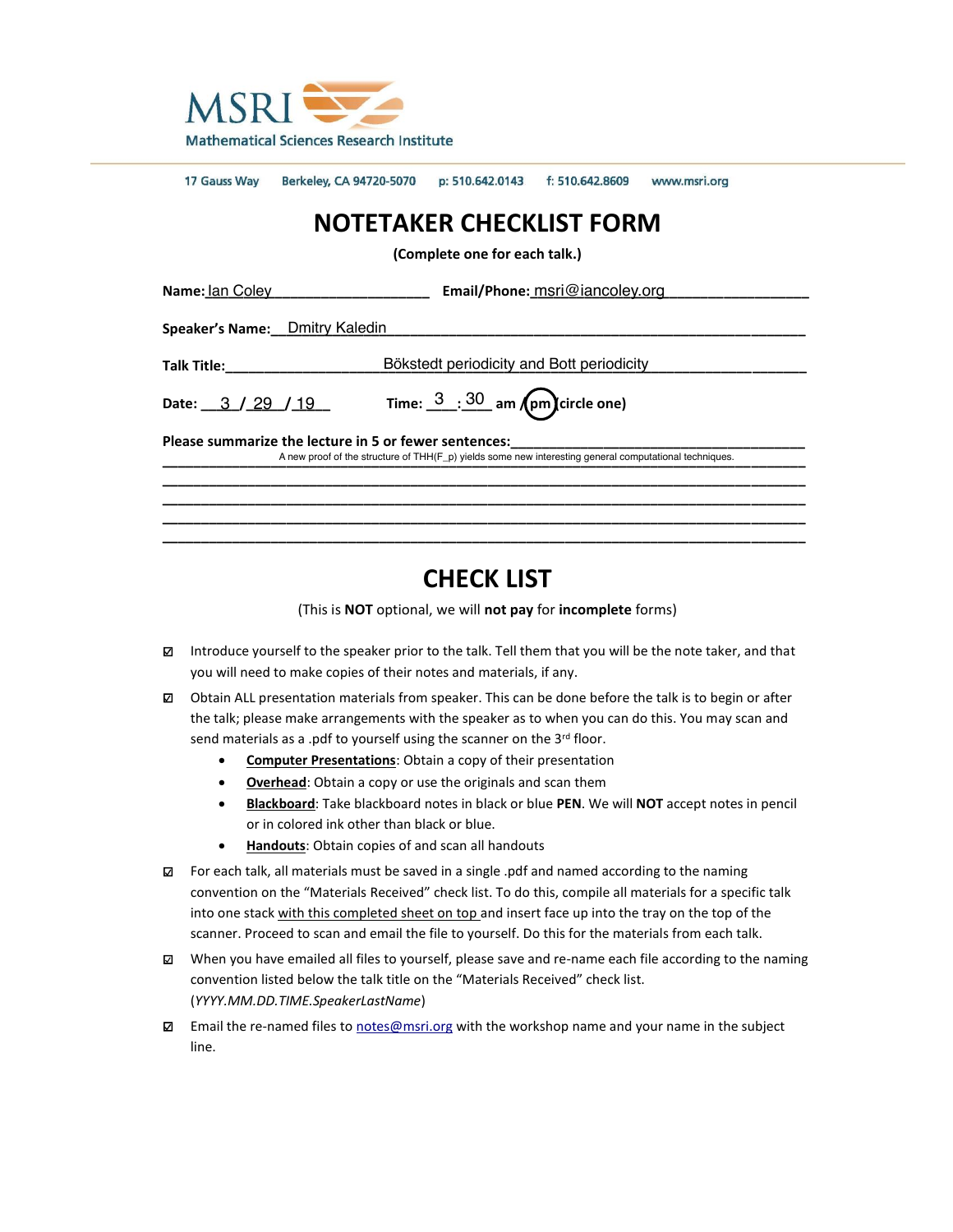MSRI
Mathematical Sciences Research Institute

17 Gauss Way    Berkeley, CA 94720-5070    p: 510.642.0143    f: 510.642.8609    www.msri.org

# NOTETAKER CHECKLIST FORM

**(Complete one for each talk.)**

**Name:** Ian Coley    **Email/Phone:** msri@iancoley.org

**Speaker's Name:** Dmitry Kaledin

**Talk Title:** Bökstedt periodicity and Bott periodicity

**Date:** 3 / 29 / 19    **Time:** 3 : 30 am / **pm** (circle one)

**Please summarize the lecture in 5 or fewer sentences:**

A new proof of the structure of THH(F_p) yields some new interesting general computational techniques.

# CHECK LIST

(This is **NOT** optional, we will **not pay** for **incomplete** forms)

- ☑ Introduce yourself to the speaker prior to the talk. Tell them that you will be the note taker, and that you will need to make copies of their notes and materials, if any.
- ☑ Obtain ALL presentation materials from speaker. This can be done before the talk is to begin or after the talk; please make arrangements with the speaker as to when you can do this. You may scan and send materials as a .pdf to yourself using the scanner on the 3rd floor.
  - **Computer Presentations**: Obtain a copy of their presentation
  - **Overhead**: Obtain a copy or use the originals and scan them
  - **Blackboard**: Take blackboard notes in black or blue **PEN**. We will **NOT** accept notes in pencil or in colored ink other than black or blue.
  - **Handouts**: Obtain copies of and scan all handouts
- ☑ For each talk, all materials must be saved in a single .pdf and named according to the naming convention on the "Materials Received" check list. To do this, compile all materials for a specific talk into one stack with this completed sheet on top and insert face up into the tray on the top of the scanner. Proceed to scan and email the file to yourself. Do this for the materials from each talk.
- ☑ When you have emailed all files to yourself, please save and re-name each file according to the naming convention listed below the talk title on the "Materials Received" check list. (*YYYY.MM.DD.TIME.SpeakerLastName*)
- ☑ Email the re-named files to notes@msri.org with the workshop name and your name in the subject line.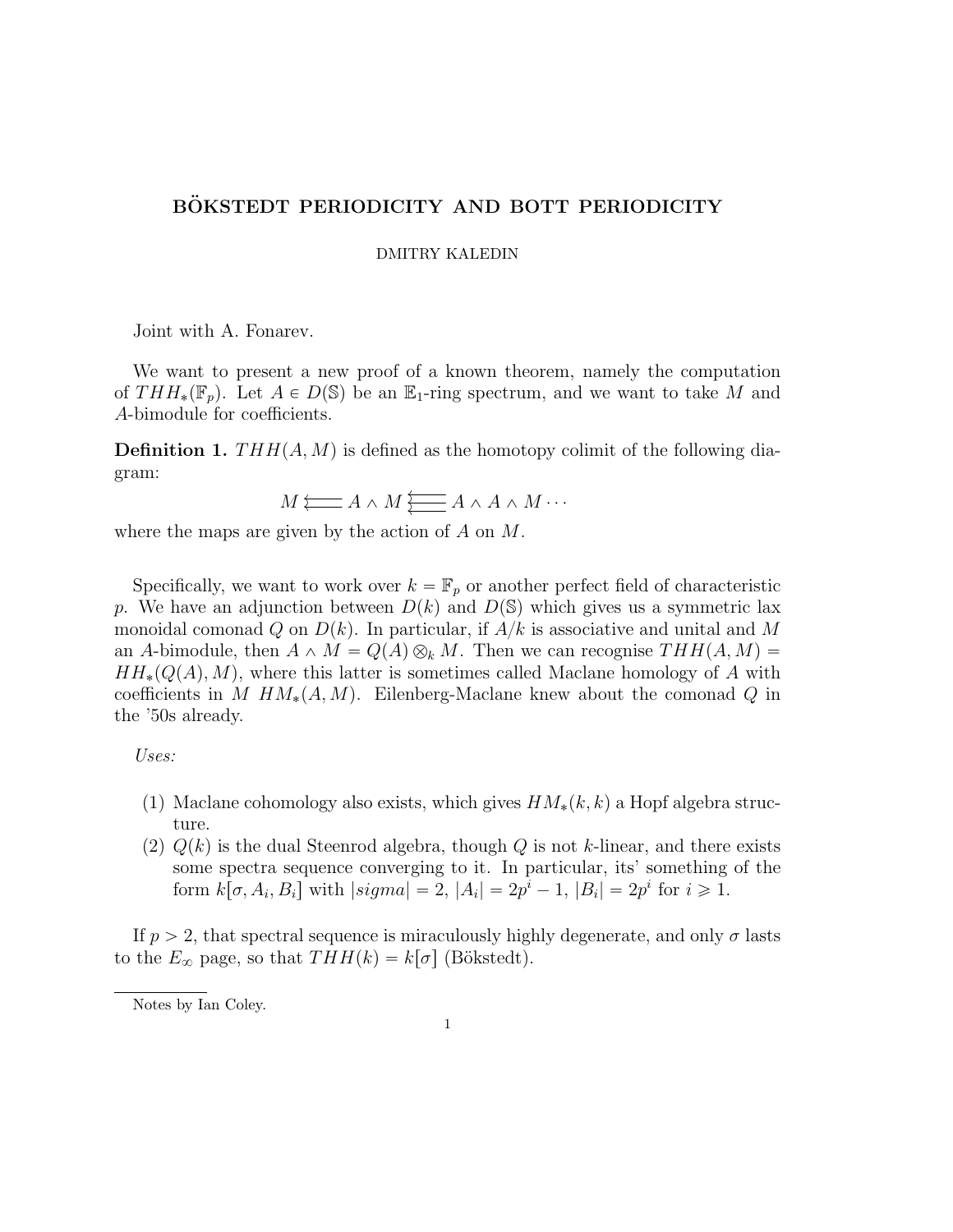# BÖKSTEDT PERIODICITY AND BOTT PERIODICITY

DMITRY KALEDIN

Joint with A. Fonarev.

We want to present a new proof of a known theorem, namely the computation of $THH_*(\mathbb{F}_p)$. Let $A \in D(\mathbb{S})$ be an $\mathbb{E}_1$-ring spectrum, and we want to take $M$ and $A$-bimodule for coefficients.

**Definition 1.** $THH(A, M)$ is defined as the homotopy colimit of the following diagram:

$$M \longleftarrow A \wedge M \overleftarrow{\overleftarrow{\longleftarrow}} A \wedge A \wedge M \cdots$$

where the maps are given by the action of $A$ on $M$.

Specifically, we want to work over $k = \mathbb{F}_p$ or another perfect field of characteristic $p$. We have an adjunction between $D(k)$ and $D(\mathbb{S})$ which gives us a symmetric lax monoidal comonad $Q$ on $D(k)$. In particular, if $A/k$ is associative and unital and $M$ an $A$-bimodule, then $A \wedge M = Q(A) \otimes_k M$. Then we can recognise $THH(A, M) = HH_*(Q(A), M)$, where this latter is sometimes called Maclane homology of $A$ with coefficients in $M$ $HM_*(A, M)$. Eilenberg-Maclane knew about the comonad $Q$ in the '50s already.

*Uses:*

(1) Maclane cohomology also exists, which gives $HM_*(k, k)$ a Hopf algebra structure.
(2) $Q(k)$ is the dual Steenrod algebra, though $Q$ is not $k$-linear, and there exists some spectra sequence converging to it. In particular, its' something of the form $k[\sigma, A_i, B_i]$ with $|sigma| = 2$, $|A_i| = 2p^i - 1$, $|B_i| = 2p^i$ for $i \geqslant 1$.

If $p > 2$, that spectral sequence is miraculously highly degenerate, and only $\sigma$ lasts to the $E_\infty$ page, so that $THH(k) = k[\sigma]$ (Bökstedt).

Notes by Ian Coley.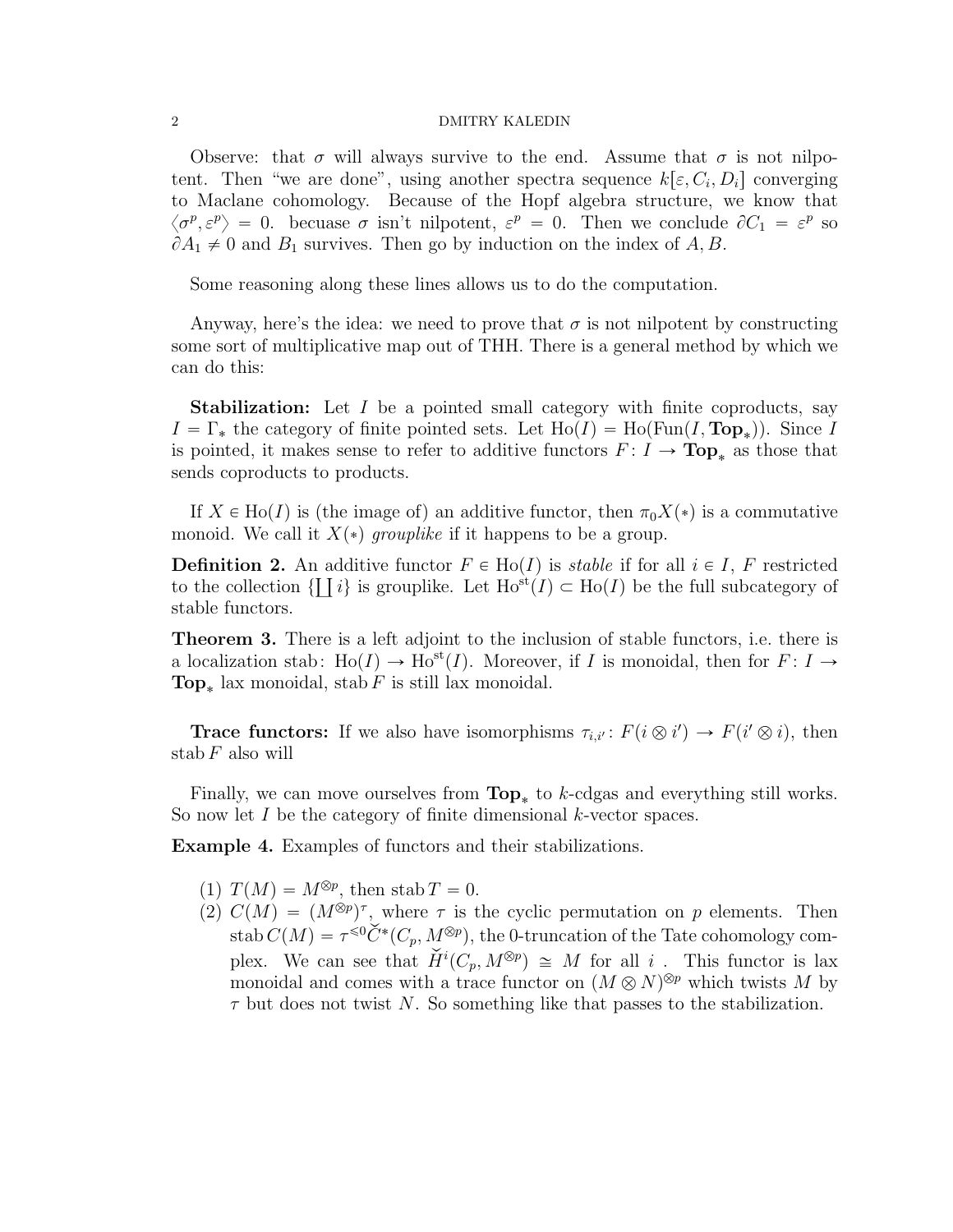Observe: that $\sigma$ will always survive to the end. Assume that $\sigma$ is not nilpotent. Then "we are done", using another spectra sequence $k[\varepsilon, C_i, D_i]$ converging to Maclane cohomology. Because of the Hopf algebra structure, we know that $\langle \sigma^p, \varepsilon^p \rangle = 0$. becuase $\sigma$ isn't nilpotent, $\varepsilon^p = 0$. Then we conclude $\partial C_1 = \varepsilon^p$ so $\partial A_1 \neq 0$ and $B_1$ survives. Then go by induction on the index of $A, B$.

Some reasoning along these lines allows us to do the computation.

Anyway, here's the idea: we need to prove that $\sigma$ is not nilpotent by constructing some sort of multiplicative map out of THH. There is a general method by which we can do this:

**Stabilization:** Let $I$ be a pointed small category with finite coproducts, say $I = \Gamma_*$ the category of finite pointed sets. Let $\mathrm{Ho}(I) = \mathrm{Ho}(\mathrm{Fun}(I, \mathbf{Top}_*))$. Since $I$ is pointed, it makes sense to refer to additive functors $F\colon I \to \mathbf{Top}_*$ as those that sends coproducts to products.

If $X \in \mathrm{Ho}(I)$ is (the image of) an additive functor, then $\pi_0 X(*)$ is a commutative monoid. We call it $X(*)$ *grouplike* if it happens to be a group.

**Definition 2.** An additive functor $F \in \mathrm{Ho}(I)$ is *stable* if for all $i \in I$, $F$ restricted to the collection $\{\coprod i\}$ is grouplike. Let $\mathrm{Ho}^{\mathrm{st}}(I) \subset \mathrm{Ho}(I)$ be the full subcategory of stable functors.

**Theorem 3.** There is a left adjoint to the inclusion of stable functors, i.e. there is a localization $\mathrm{stab}\colon \mathrm{Ho}(I) \to \mathrm{Ho}^{\mathrm{st}}(I)$. Moreover, if $I$ is monoidal, then for $F\colon I \to \mathbf{Top}_*$ lax monoidal, $\mathrm{stab}\, F$ is still lax monoidal.

**Trace functors:** If we also have isomorphisms $\tau_{i,i'}\colon F(i \otimes i') \to F(i' \otimes i)$, then $\mathrm{stab}\, F$ also will

Finally, we can move ourselves from $\mathbf{Top}_*$ to $k$-cdgas and everything still works. So now let $I$ be the category of finite dimensional $k$-vector spaces.

**Example 4.** Examples of functors and their stabilizations.

1. $T(M) = M^{\otimes p}$, then $\mathrm{stab}\, T = 0$.
2. $C(M) = (M^{\otimes p})^{\tau}$, where $\tau$ is the cyclic permutation on $p$ elements. Then $\mathrm{stab}\, C(M) = \tau^{\leqslant 0}\check{C}^*(C_p, M^{\otimes p})$, the 0-truncation of the Tate cohomology complex. We can see that $\check{H}^i(C_p, M^{\otimes p}) \cong M$ for all $i$ . This functor is lax monoidal and comes with a trace functor on $(M \otimes N)^{\otimes p}$ which twists $M$ by $\tau$ but does not twist $N$. So something like that passes to the stabilization.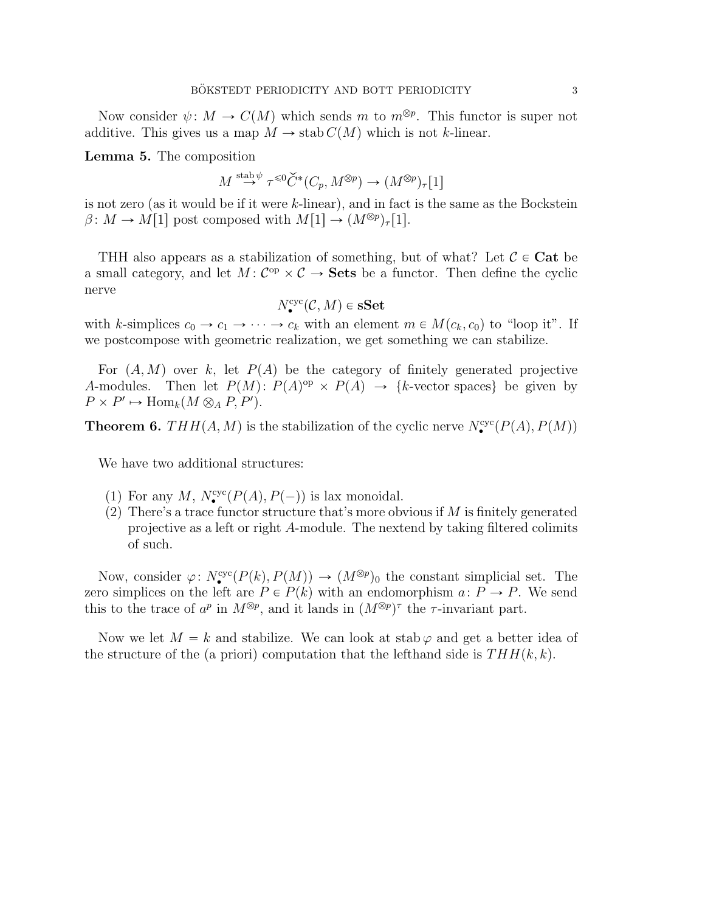Now consider $\psi\colon M \to C(M)$ which sends $m$ to $m^{\otimes p}$. This functor is super not additive. This gives us a map $M \to \operatorname{stab} C(M)$ which is not $k$-linear.

**Lemma 5.** The composition

$$M \overset{\operatorname{stab}\psi}{\to} \tau^{\leqslant 0}\check{C}^*(C_p, M^{\otimes p}) \to (M^{\otimes p})_\tau[1]$$

is not zero (as it would be if it were $k$-linear), and in fact is the same as the Bockstein $\beta\colon M \to M[1]$ post composed with $M[1] \to (M^{\otimes p})_\tau[1]$.

THH also appears as a stabilization of something, but of what? Let $\mathcal{C} \in \mathbf{Cat}$ be a small category, and let $M\colon \mathcal{C}^{\mathrm{op}} \times \mathcal{C} \to \mathbf{Sets}$ be a functor. Then define the cyclic nerve

$$N^{\mathrm{cyc}}_\bullet(\mathcal{C}, M) \in \mathbf{sSet}$$

with $k$-simplices $c_0 \to c_1 \to \cdots \to c_k$ with an element $m \in M(c_k, c_0)$ to "loop it". If we postcompose with geometric realization, we get something we can stabilize.

For $(A, M)$ over $k$, let $P(A)$ be the category of finitely generated projective $A$-modules. Then let $P(M)\colon P(A)^{\mathrm{op}} \times P(A) \to \{k\text{-vector spaces}\}$ be given by $P \times P' \mapsto \operatorname{Hom}_k(M \otimes_A P, P')$.

**Theorem 6.** *$THH(A, M)$ is the stabilization of the cyclic nerve $N^{\mathrm{cyc}}_\bullet(P(A), P(M))$*

We have two additional structures:

1. For any $M$, $N^{\mathrm{cyc}}_\bullet(P(A), P(-))$ is lax monoidal.
2. There's a trace functor structure that's more obvious if $M$ is finitely generated projective as a left or right $A$-module. The nextend by taking filtered colimits of such.

Now, consider $\varphi\colon N^{\mathrm{cyc}}_\bullet(P(k), P(M)) \to (M^{\otimes p})_0$ the constant simplicial set. The zero simplices on the left are $P \in P(k)$ with an endomorphism $a\colon P \to P$. We send this to the trace of $a^p$ in $M^{\otimes p}$, and it lands in $(M^{\otimes p})^\tau$ the $\tau$-invariant part.

Now we let $M = k$ and stabilize. We can look at $\operatorname{stab}\varphi$ and get a better idea of the structure of the (a priori) computation that the lefthand side is $THH(k, k)$.